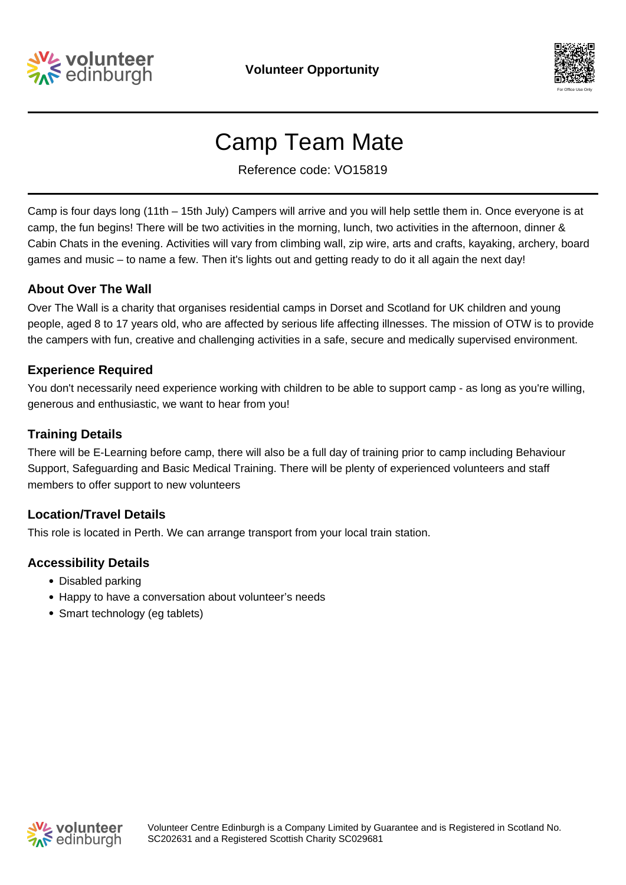Volunteer Opportunity

# Camp Team Mate

Reference code: VO15819

Camp is four days long (11th – 15th July) Campers will arrive and you will help settle them in. Once everyone is at camp, the fun begins! There will be two activities in the morning, lunch, two activities in the afternoon, dinner & Cabin Chats in the evening. Activities will vary from climbing wall, zip wire, arts and crafts, kayaking, archery, board games and music – to name a few. Then it's lights out and getting ready to do it all again the next day!

## About Over The Wall

Over The Wall is a charity that organises residential camps in Dorset and Scotland for UK children and young people, aged 8 to 17 years old, who are affected by serious life affecting illnesses. The mission of OTW is to provide the campers with fun, creative and challenging activities in a safe, secure and medically supervised environment.

## Experience Required

You don't necessarily need experience working with children to be able to support camp - as long as you're willing, generous and enthusiastic, we want to hear from you!

## Training Details

There will be E-Learning before camp, there will also be a full day of training prior to camp including Behaviour Support, Safeguarding and Basic Medical Training. There will be plenty of experienced volunteers and staff members to offer support to new volunteers

## Location/Travel Details

This role is located in Perth. We can arrange transport from your local train station.

## Accessibility Details

- Disabled parking
- Happy to have a conversation about volunteer's needs
- Smart technology (eg tablets)

Volunteer Centre Edinburgh is a Company Limited by Guarantee and is Registered in Scotland No. SC202631 and a Registered Scottish Charity SC029681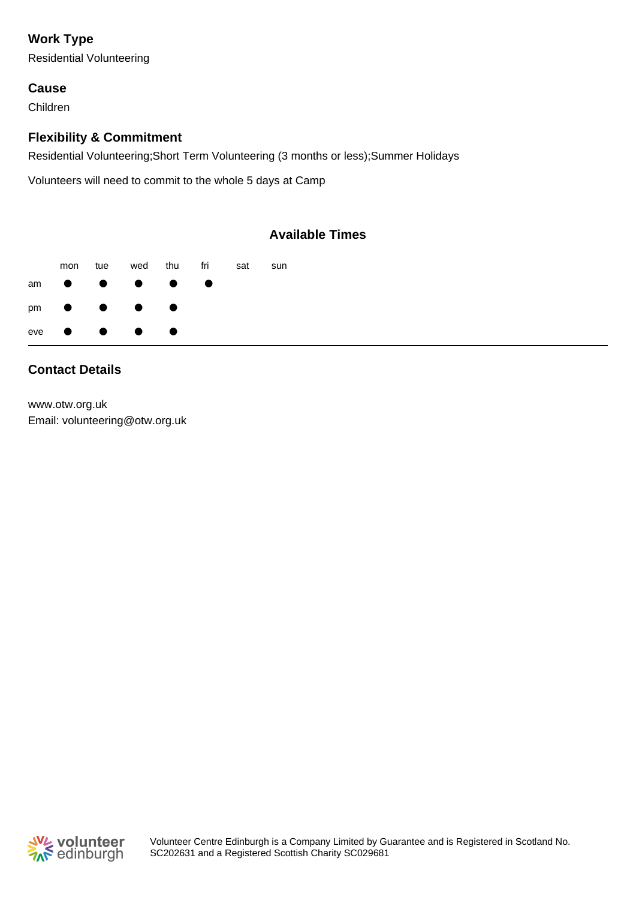### Work Type

Residential Volunteering

### Cause

Children

### Flexibility & Commitment

Residential Volunteering;Short Term Volunteering (3 months or less);Summer Holidays

Volunteers will need to commit to the whole 5 days at Camp

### Available Times

| | mon | tue | wed | thu | fri | sat | sun |
|---|---|---|---|---|---|---|---|
| am | ● | ● | ● | ● | ● | | |
| pm | ● | ● | ● | ● | | | |
| eve | ● | ● | ● | ● | | | |

### Contact Details

www.otw.org.uk
Email: volunteering@otw.org.uk

Volunteer Centre Edinburgh is a Company Limited by Guarantee and is Registered in Scotland No. SC202631 and a Registered Scottish Charity SC029681